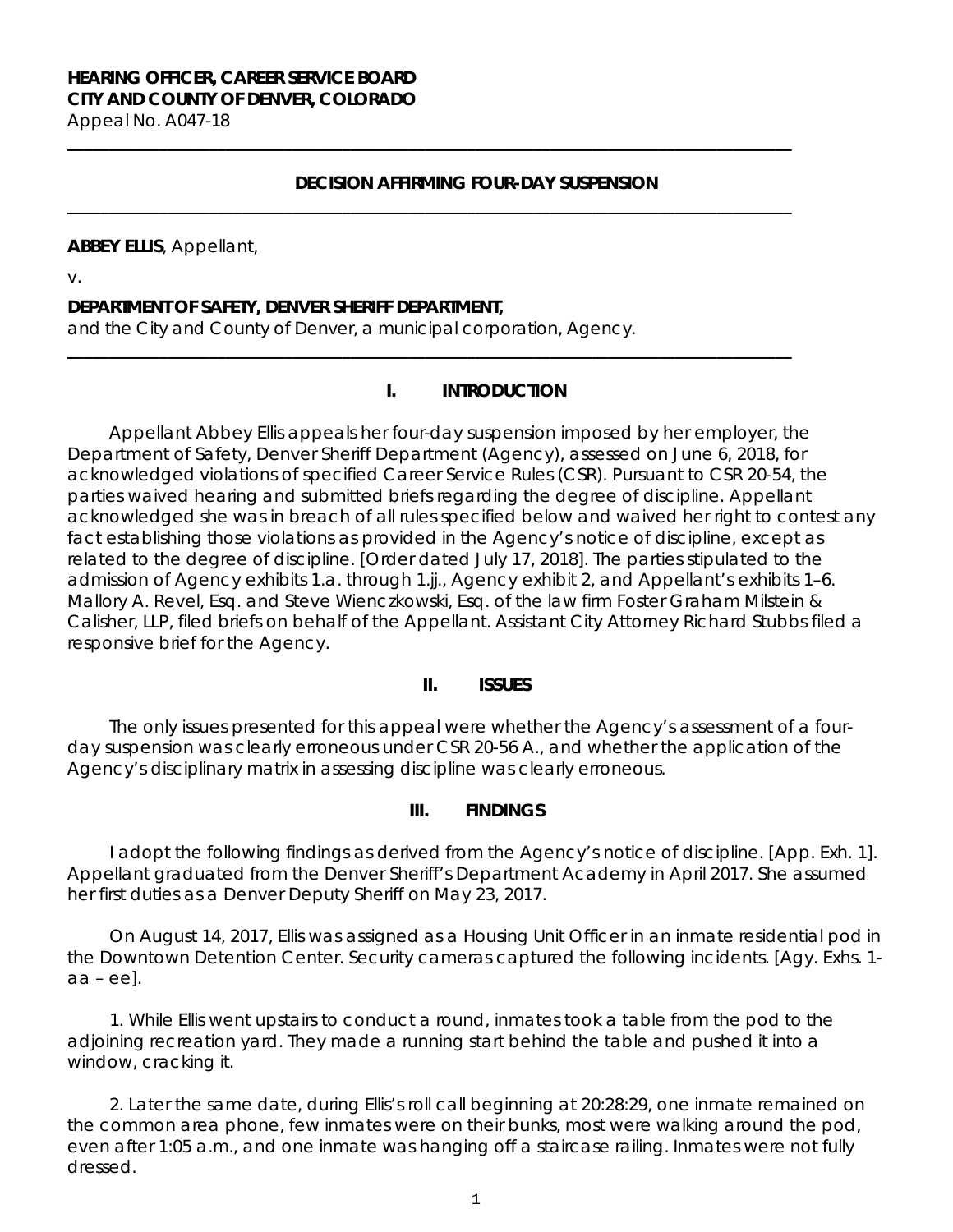**HEARING OFFICER, CAREER SERVICE BOARD**
**CITY AND COUNTY OF DENVER, COLORADO**
Appeal No. A047-18

---

**DECISION AFFIRMING FOUR-DAY SUSPENSION**

---

**ABBEY ELLIS**, Appellant,

v.

**DEPARTMENT OF SAFETY, DENVER SHERIFF DEPARTMENT,**
and the City and County of Denver, a municipal corporation, Agency.

---

## I. INTRODUCTION

Appellant Abbey Ellis appeals her four-day suspension imposed by her employer, the Department of Safety, Denver Sheriff Department (Agency), assessed on June 6, 2018, for acknowledged violations of specified Career Service Rules (CSR). Pursuant to CSR 20-54, the parties waived hearing and submitted briefs regarding the degree of discipline. Appellant acknowledged she was in breach of all rules specified below and waived her right to contest any fact establishing those violations as provided in the Agency's notice of discipline, except as related to the degree of discipline. [Order dated July 17, 2018]. The parties stipulated to the admission of Agency exhibits 1.a. through 1.jj., Agency exhibit 2, and Appellant's exhibits 1–6. Mallory A. Revel, Esq. and Steve Wienczkowski, Esq. of the law firm Foster Graham Milstein & Calisher, LLP, filed briefs on behalf of the Appellant. Assistant City Attorney Richard Stubbs filed a responsive brief for the Agency.

## II. ISSUES

The only issues presented for this appeal were whether the Agency's assessment of a four-day suspension was clearly erroneous under CSR 20-56 A., and whether the application of the Agency's disciplinary matrix in assessing discipline was clearly erroneous.

## III. FINDINGS

I adopt the following findings as derived from the Agency's notice of discipline. [App. Exh. 1]. Appellant graduated from the Denver Sheriff's Department Academy in April 2017. She assumed her first duties as a Denver Deputy Sheriff on May 23, 2017.

On August 14, 2017, Ellis was assigned as a Housing Unit Officer in an inmate residential pod in the Downtown Detention Center. Security cameras captured the following incidents. [Agy. Exhs. 1-aa – ee].

1. While Ellis went upstairs to conduct a round, inmates took a table from the pod to the adjoining recreation yard. They made a running start behind the table and pushed it into a window, cracking it.

2. Later the same date, during Ellis's roll call beginning at 20:28:29, one inmate remained on the common area phone, few inmates were on their bunks, most were walking around the pod, even after 1:05 a.m., and one inmate was hanging off a staircase railing. Inmates were not fully dressed.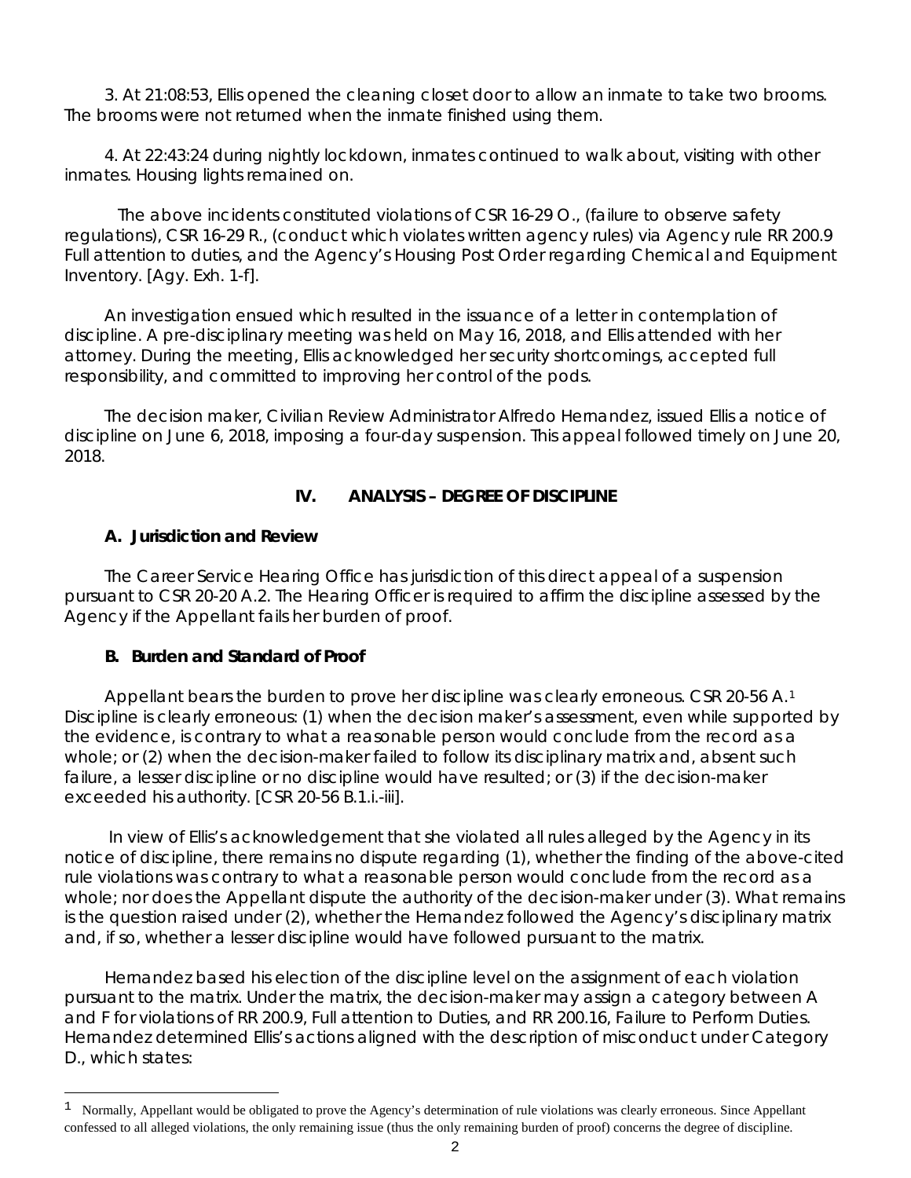3. At 21:08:53, Ellis opened the cleaning closet door to allow an inmate to take two brooms. The brooms were not returned when the inmate finished using them.

4. At 22:43:24 during nightly lockdown, inmates continued to walk about, visiting with other inmates. Housing lights remained on.

The above incidents constituted violations of CSR 16-29 O., (failure to observe safety regulations), CSR 16-29 R., (conduct which violates written agency rules) via Agency rule RR 200.9 Full attention to duties, and the Agency's Housing Post Order regarding Chemical and Equipment Inventory. [Agy. Exh. 1-f].

An investigation ensued which resulted in the issuance of a letter in contemplation of discipline. A pre-disciplinary meeting was held on May 16, 2018, and Ellis attended with her attorney. During the meeting, Ellis acknowledged her security shortcomings, accepted full responsibility, and committed to improving her control of the pods.

The decision maker, Civilian Review Administrator Alfredo Hernandez, issued Ellis a notice of discipline on June 6, 2018, imposing a four-day suspension. This appeal followed timely on June 20, 2018.

## IV. ANALYSIS – DEGREE OF DISCIPLINE

### A. Jurisdiction and Review

The Career Service Hearing Office has jurisdiction of this direct appeal of a suspension pursuant to CSR 20-20 A.2. The Hearing Officer is required to affirm the discipline assessed by the Agency if the Appellant fails her burden of proof.

### B. Burden and Standard of Proof

Appellant bears the burden to prove her discipline was clearly erroneous. CSR 20-56 A.[1] Discipline is clearly erroneous: (1) when the decision maker's assessment, even while supported by the evidence, is contrary to what a reasonable person would conclude from the record as a whole; or (2) when the decision-maker failed to follow its disciplinary matrix and, absent such failure, a lesser discipline or no discipline would have resulted; or (3) if the decision-maker exceeded his authority. [CSR 20-56 B.1.i.-iii].

In view of Ellis's acknowledgement that she violated all rules alleged by the Agency in its notice of discipline, there remains no dispute regarding (1), whether the finding of the above-cited rule violations was contrary to what a reasonable person would conclude from the record as a whole; nor does the Appellant dispute the authority of the decision-maker under (3). What remains is the question raised under (2), whether the Hernandez followed the Agency's disciplinary matrix and, if so, whether a lesser discipline would have followed pursuant to the matrix.

Hernandez based his election of the discipline level on the assignment of each violation pursuant to the matrix. Under the matrix, the decision-maker may assign a category between A and F for violations of RR 200.9, Full attention to Duties, and RR 200.16, Failure to Perform Duties. Hernandez determined Ellis's actions aligned with the description of misconduct under Category D., which states:

---

[1] Normally, Appellant would be obligated to prove the Agency's determination of rule violations was clearly erroneous. Since Appellant confessed to all alleged violations, the only remaining issue (thus the only remaining burden of proof) concerns the degree of discipline.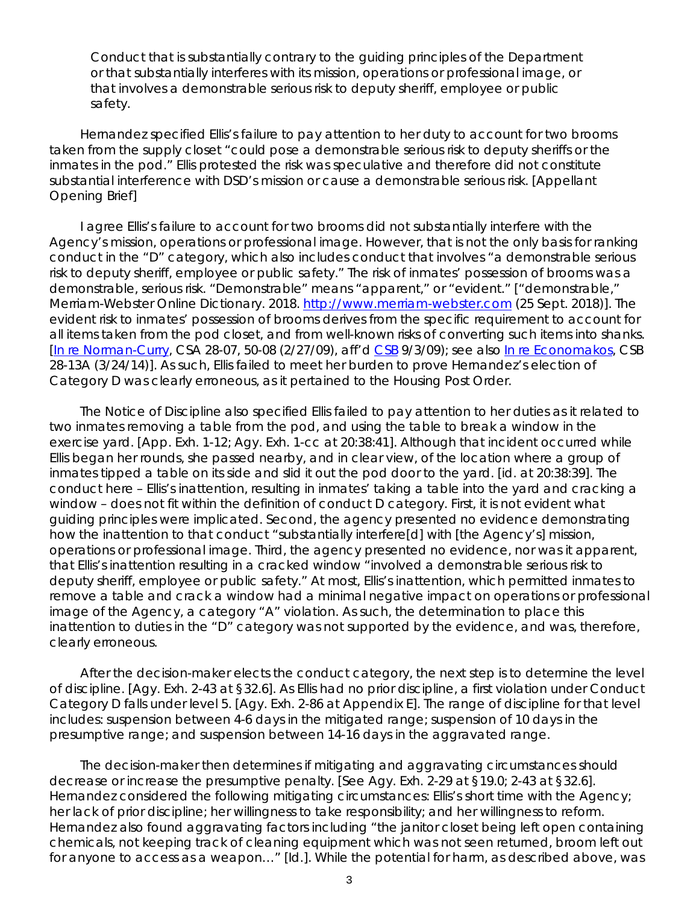> Conduct that is substantially contrary to the guiding principles of the Department or that substantially interferes with its mission, operations or professional image, or that involves a demonstrable serious risk to deputy sheriff, employee or public safety.

Hernandez specified Ellis's failure to pay attention to her duty to account for two brooms taken from the supply closet "could pose a demonstrable serious risk to deputy sheriffs or the inmates in the pod." Ellis protested the risk was speculative and therefore did not constitute substantial interference with DSD's mission or cause a demonstrable serious risk. [Appellant Opening Brief]

I agree Ellis's failure to account for two brooms did not substantially interfere with the Agency's mission, operations or professional image. However, that is not the only basis for ranking conduct in the "D" category, which also includes conduct that involves "a demonstrable serious risk to deputy sheriff, employee or public safety." The risk of inmates' possession of brooms was a demonstrable, serious risk. "Demonstrable" means "apparent," or "evident." ["demonstrable," Merriam-Webster Online Dictionary. 2018. http://www.merriam-webster.com (25 Sept. 2018)]. The evident risk to inmates' possession of brooms derives from the specific requirement to account for all items taken from the pod closet, and from well-known risks of converting such items into shanks. [In re Norman-Curry, CSA 28-07, 50-08 (2/27/09), aff'd CSB 9/3/09); see also In re Economakos, CSB 28-13A (3/24/14)]. As such, Ellis failed to meet her burden to prove Hernandez's election of Category D was clearly erroneous, as it pertained to the Housing Post Order.

The Notice of Discipline also specified Ellis failed to pay attention to her duties as it related to two inmates removing a table from the pod, and using the table to break a window in the exercise yard. [App. Exh. 1-12; Agy. Exh. 1-cc at 20:38:41]. Although that incident occurred while Ellis began her rounds, she passed nearby, and in clear view, of the location where a group of inmates tipped a table on its side and slid it out the pod door to the yard. [id. at 20:38:39]. The conduct here – Ellis's inattention, resulting in inmates' taking a table into the yard and cracking a window – does not fit within the definition of conduct D category. First, it is not evident what guiding principles were implicated. Second, the agency presented no evidence demonstrating how the inattention to that conduct "substantially interfere[d] with [the Agency's] mission, operations or professional image. Third, the agency presented no evidence, nor was it apparent, that Ellis's inattention resulting in a cracked window "involved a demonstrable serious risk to deputy sheriff, employee or public safety." At most, Ellis's inattention, which permitted inmates to remove a table and crack a window had a minimal negative impact on operations or professional image of the Agency, a category "A" violation. As such, the determination to place this inattention to duties in the "D" category was not supported by the evidence, and was, therefore, clearly erroneous.

After the decision-maker elects the conduct category, the next step is to determine the level of discipline. [Agy. Exh. 2-43 at §32.6]. As Ellis had no prior discipline, a first violation under Conduct Category D falls under level 5. [Agy. Exh. 2-86 at Appendix E]. The range of discipline for that level includes: suspension between 4-6 days in the mitigated range; suspension of 10 days in the presumptive range; and suspension between 14-16 days in the aggravated range.

The decision-maker then determines if mitigating and aggravating circumstances should decrease or increase the presumptive penalty. [See Agy. Exh. 2-29 at §19.0; 2-43 at §32.6]. Hernandez considered the following mitigating circumstances: Ellis's short time with the Agency; her lack of prior discipline; her willingness to take responsibility; and her willingness to reform. Hernandez also found aggravating factors including "the janitor closet being left open containing chemicals, not keeping track of cleaning equipment which was not seen returned, broom left out for anyone to access as a weapon…" [Id.]. While the potential for harm, as described above, was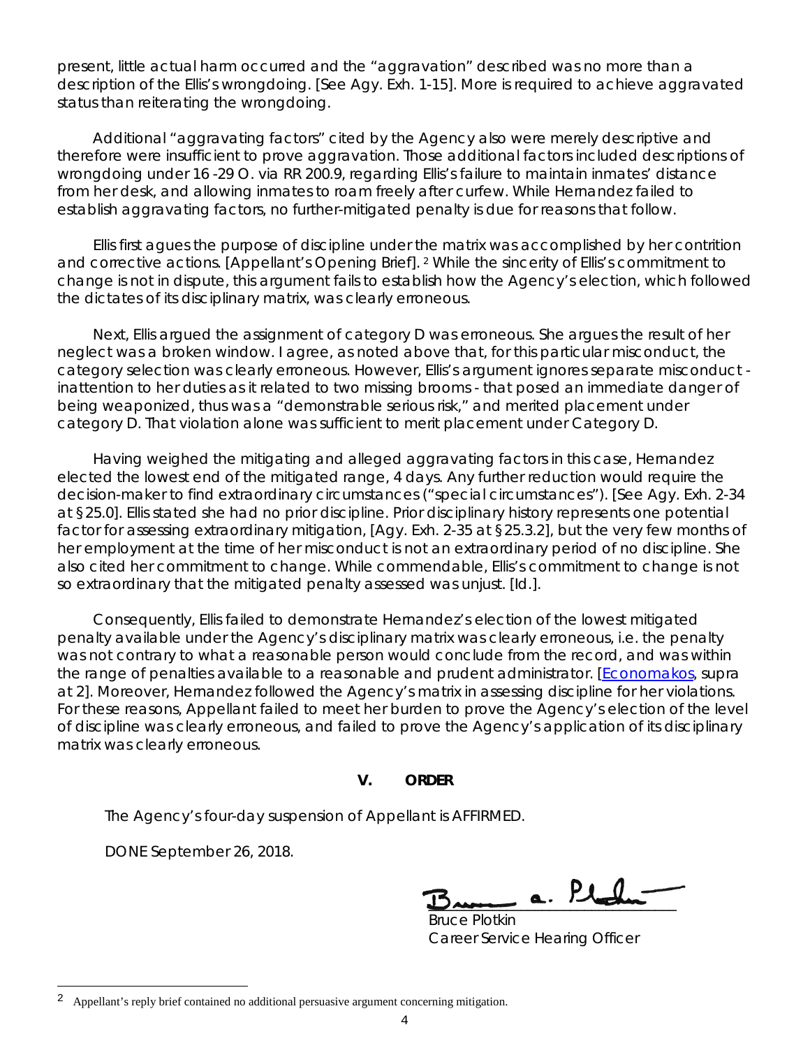present, little actual harm occurred and the "aggravation" described was no more than a description of the Ellis's wrongdoing. [See Agy. Exh. 1-15]. More is required to achieve aggravated status than reiterating the wrongdoing.

Additional "aggravating factors" cited by the Agency also were merely descriptive and therefore were insufficient to prove aggravation. Those additional factors included descriptions of wrongdoing under 16 -29 O. via RR 200.9, regarding Ellis's failure to maintain inmates' distance from her desk, and allowing inmates to roam freely after curfew. While Hernandez failed to establish aggravating factors, no further-mitigated penalty is due for reasons that follow.

Ellis first agues the purpose of discipline under the matrix was accomplished by her contrition and corrective actions. [Appellant's Opening Brief]. [2] While the sincerity of Ellis's commitment to change is not in dispute, this argument fails to establish how the Agency's election, which followed the dictates of its disciplinary matrix, was clearly erroneous.

Next, Ellis argued the assignment of category D was erroneous. She argues the result of her neglect was a broken window. I agree, as noted above that, for this particular misconduct, the category selection was clearly erroneous. However, Ellis's argument ignores separate misconduct - inattention to her duties as it related to two missing brooms - that posed an immediate danger of being weaponized, thus was a "demonstrable serious risk," and merited placement under category D. That violation alone was sufficient to merit placement under Category D.

Having weighed the mitigating and alleged aggravating factors in this case, Hernandez elected the lowest end of the mitigated range, 4 days. Any further reduction would require the decision-maker to find extraordinary circumstances ("special circumstances"). [See Agy. Exh. 2-34 at §25.0]. Ellis stated she had no prior discipline. Prior disciplinary history represents one potential factor for assessing extraordinary mitigation, [Agy. Exh. 2-35 at §25.3.2], but the very few months of her employment at the time of her misconduct is not an extraordinary period of no discipline. She also cited her commitment to change. While commendable, Ellis's commitment to change is not so extraordinary that the mitigated penalty assessed was unjust. [Id.].

Consequently, Ellis failed to demonstrate Hernandez's election of the lowest mitigated penalty available under the Agency's disciplinary matrix was clearly erroneous, i.e. the penalty was not contrary to what a reasonable person would conclude from the record, and was within the range of penalties available to a reasonable and prudent administrator. [Economakos, supra at 2]. Moreover, Hernandez followed the Agency's matrix in assessing discipline for her violations. For these reasons, Appellant failed to meet her burden to prove the Agency's election of the level of discipline was clearly erroneous, and failed to prove the Agency's application of its disciplinary matrix was clearly erroneous.

## V. ORDER

The Agency's four-day suspension of Appellant is AFFIRMED.

DONE September 26, 2018.

Bruce Plotkin
Career Service Hearing Officer

[2] Appellant's reply brief contained no additional persuasive argument concerning mitigation.